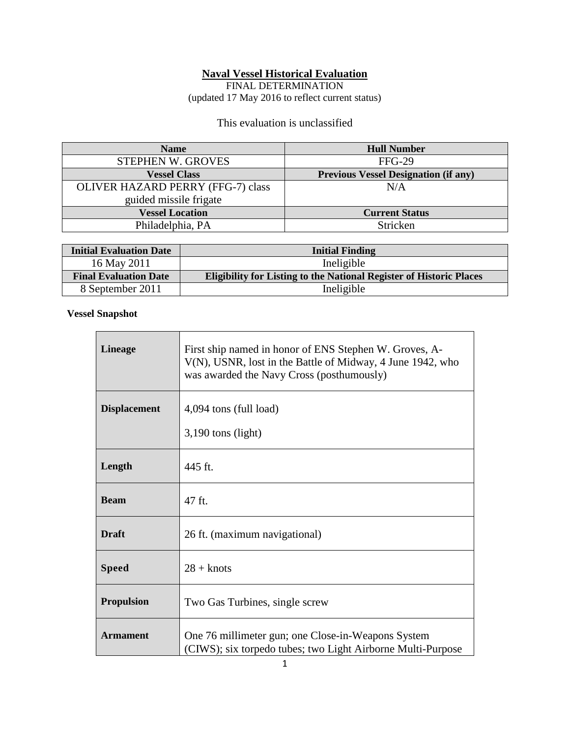# Naval Vessel Historical Evaluation

FINAL DETERMINATION
(updated 17 May 2016 to reflect current status)

This evaluation is unclassified

| Name | Hull Number |
|---|---|
| STEPHEN W. GROVES | FFG-29 |
| **Vessel Class** | **Previous Vessel Designation (if any)** |
| OLIVER HAZARD PERRY (FFG-7) class guided missile frigate | N/A |
| **Vessel Location** | **Current Status** |
| Philadelphia, PA | Stricken |

| Initial Evaluation Date | Initial Finding |
|---|---|
| 16 May 2011 | Ineligible |
| **Final Evaluation Date** | **Eligibility for Listing to the National Register of Historic Places** |
| 8 September 2011 | Ineligible |

**Vessel Snapshot**

| | |
|---|---|
| **Lineage** | First ship named in honor of ENS Stephen W. Groves, A-V(N), USNR, lost in the Battle of Midway, 4 June 1942, who was awarded the Navy Cross (posthumously) |
| **Displacement** | 4,094 tons (full load)<br>3,190 tons (light) |
| **Length** | 445 ft. |
| **Beam** | 47 ft. |
| **Draft** | 26 ft. (maximum navigational) |
| **Speed** | 28 + knots |
| **Propulsion** | Two Gas Turbines, single screw |
| **Armament** | One 76 millimeter gun; one Close-in-Weapons System (CIWS); six torpedo tubes; two Light Airborne Multi-Purpose |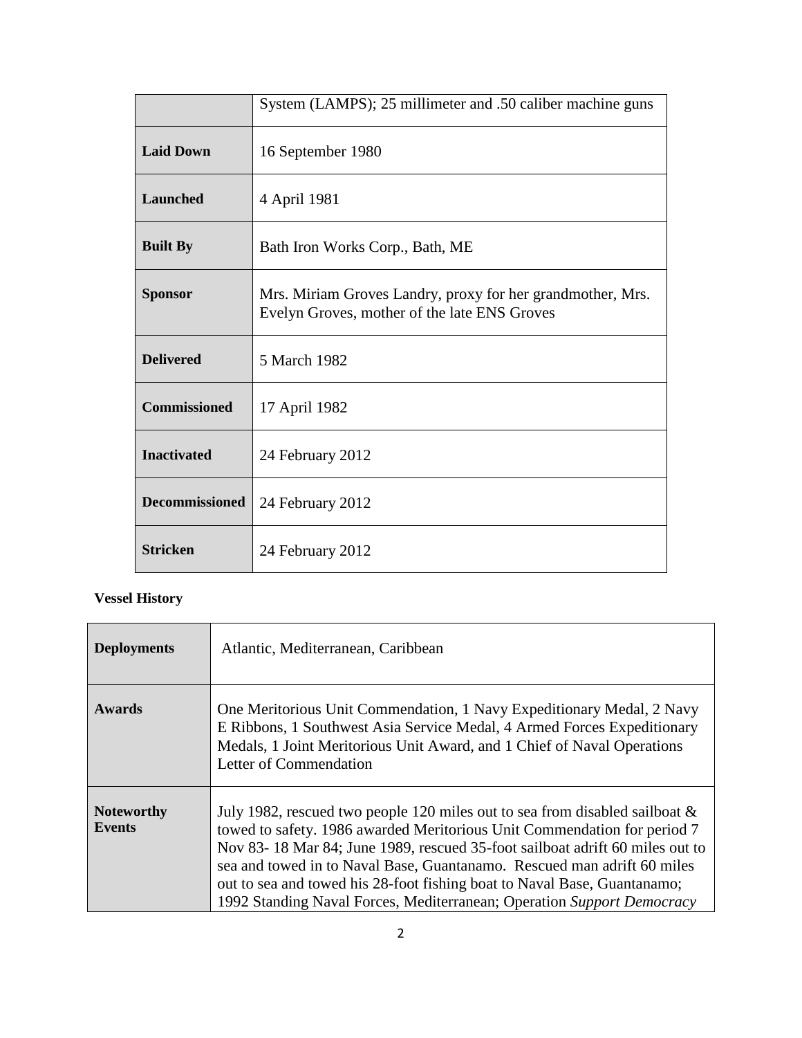| | |
|---|---|
| | System (LAMPS); 25 millimeter and .50 caliber machine guns |
| **Laid Down** | 16 September 1980 |
| **Launched** | 4 April 1981 |
| **Built By** | Bath Iron Works Corp., Bath, ME |
| **Sponsor** | Mrs. Miriam Groves Landry, proxy for her grandmother, Mrs. Evelyn Groves, mother of the late ENS Groves |
| **Delivered** | 5 March 1982 |
| **Commissioned** | 17 April 1982 |
| **Inactivated** | 24 February 2012 |
| **Decommissioned** | 24 February 2012 |
| **Stricken** | 24 February 2012 |

**Vessel History**

| | |
|---|---|
| **Deployments** | Atlantic, Mediterranean, Caribbean |
| **Awards** | One Meritorious Unit Commendation, 1 Navy Expeditionary Medal, 2 Navy E Ribbons, 1 Southwest Asia Service Medal, 4 Armed Forces Expeditionary Medals, 1 Joint Meritorious Unit Award, and 1 Chief of Naval Operations Letter of Commendation |
| **Noteworthy Events** | July 1982, rescued two people 120 miles out to sea from disabled sailboat & towed to safety. 1986 awarded Meritorious Unit Commendation for period 7 Nov 83- 18 Mar 84; June 1989, rescued 35-foot sailboat adrift 60 miles out to sea and towed in to Naval Base, Guantanamo. Rescued man adrift 60 miles out to sea and towed his 28-foot fishing boat to Naval Base, Guantanamo; 1992 Standing Naval Forces, Mediterranean; Operation *Support Democracy* |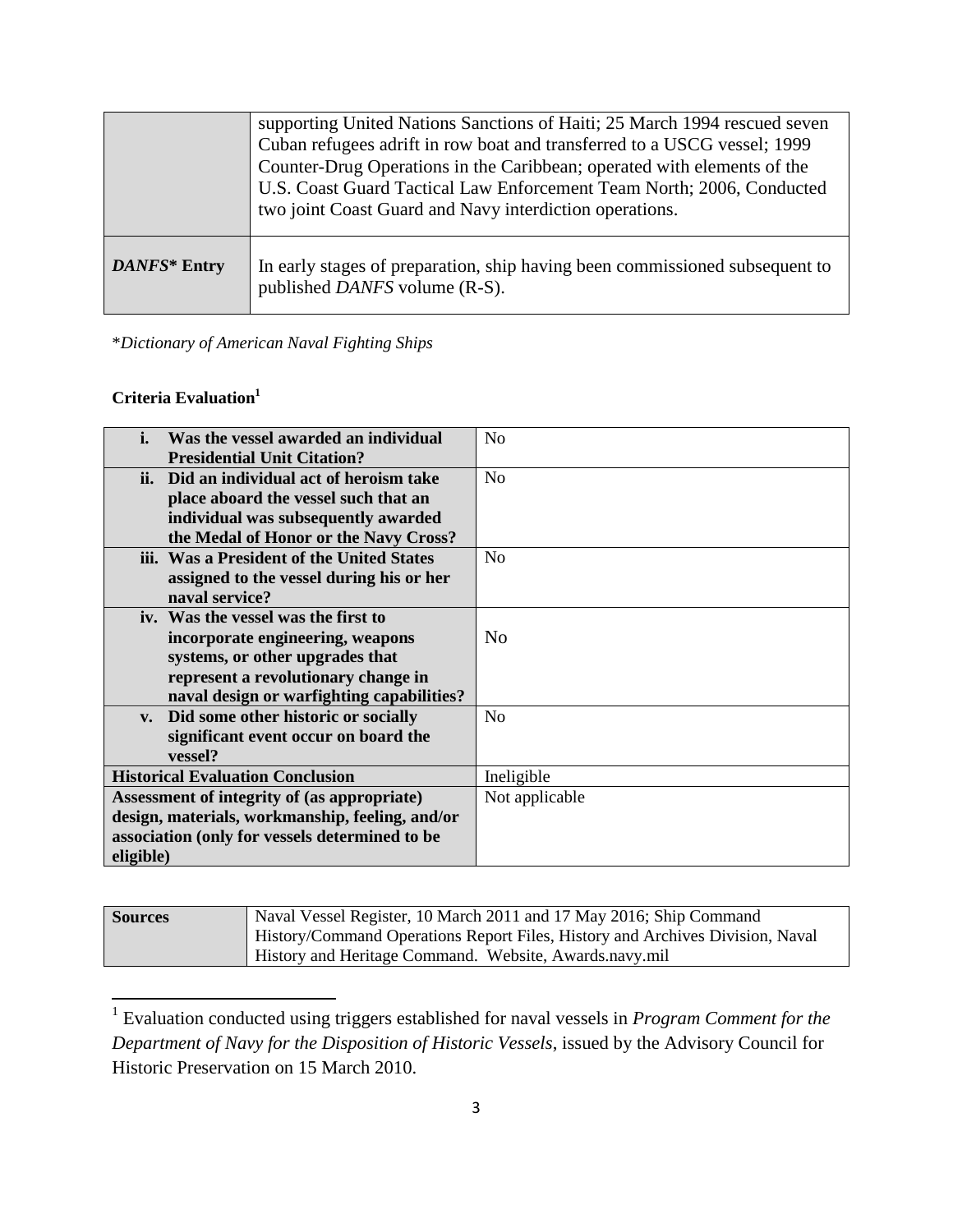|  |  |
|---|---|
|  | supporting United Nations Sanctions of Haiti; 25 March 1994 rescued seven Cuban refugees adrift in row boat and transferred to a USCG vessel; 1999 Counter-Drug Operations in the Caribbean; operated with elements of the U.S. Coast Guard Tactical Law Enforcement Team North; 2006, Conducted two joint Coast Guard and Navy interdiction operations. |
| ***DANFS*\* Entry** | In early stages of preparation, ship having been commissioned subsequent to published *DANFS* volume (R-S). |

\**Dictionary of American Naval Fighting Ships*

**Criteria Evaluation**[1]

|  |  |
|---|---|
| **i. Was the vessel awarded an individual Presidential Unit Citation?** | No |
| **ii. Did an individual act of heroism take place aboard the vessel such that an individual was subsequently awarded the Medal of Honor or the Navy Cross?** | No |
| **iii. Was a President of the United States assigned to the vessel during his or her naval service?** | No |
| **iv. Was the vessel was the first to incorporate engineering, weapons systems, or other upgrades that represent a revolutionary change in naval design or warfighting capabilities?** | No |
| **v. Did some other historic or socially significant event occur on board the vessel?** | No |
| **Historical Evaluation Conclusion** | Ineligible |
| **Assessment of integrity of (as appropriate) design, materials, workmanship, feeling, and/or association (only for vessels determined to be eligible)** | Not applicable |

|  |  |
|---|---|
| **Sources** | Naval Vessel Register, 10 March 2011 and 17 May 2016; Ship Command History/Command Operations Report Files, History and Archives Division, Naval History and Heritage Command. Website, Awards.navy.mil |

[1] Evaluation conducted using triggers established for naval vessels in *Program Comment for the Department of Navy for the Disposition of Historic Vessels*, issued by the Advisory Council for Historic Preservation on 15 March 2010.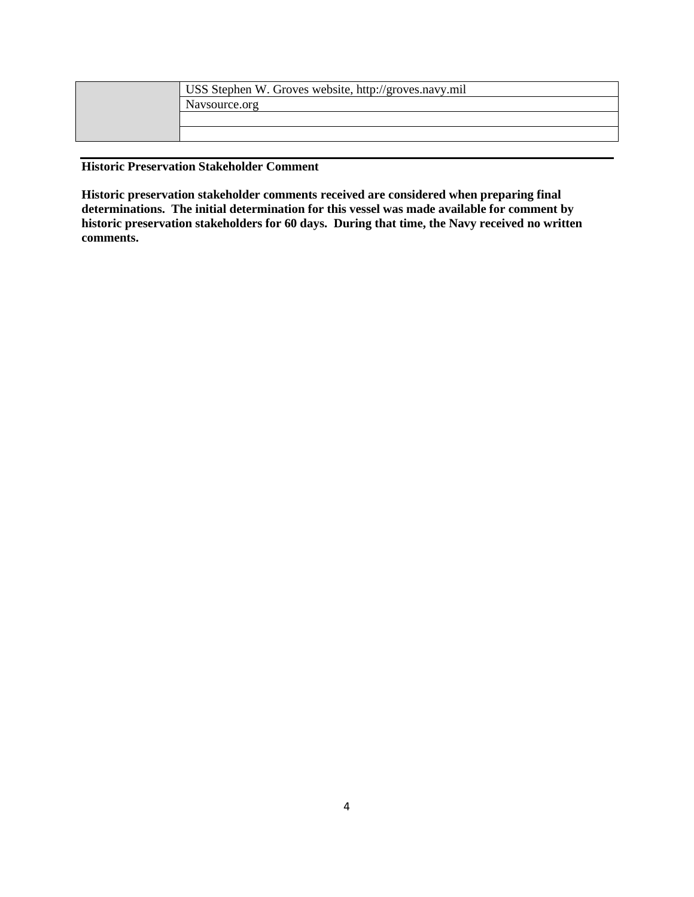| | |
|---|---|
| | USS Stephen W. Groves website, http://groves.navy.mil |
| | Navsource.org |
| | |
| | |

**Historic Preservation Stakeholder Comment**

**Historic preservation stakeholder comments received are considered when preparing final determinations. The initial determination for this vessel was made available for comment by historic preservation stakeholders for 60 days. During that time, the Navy received no written comments.**